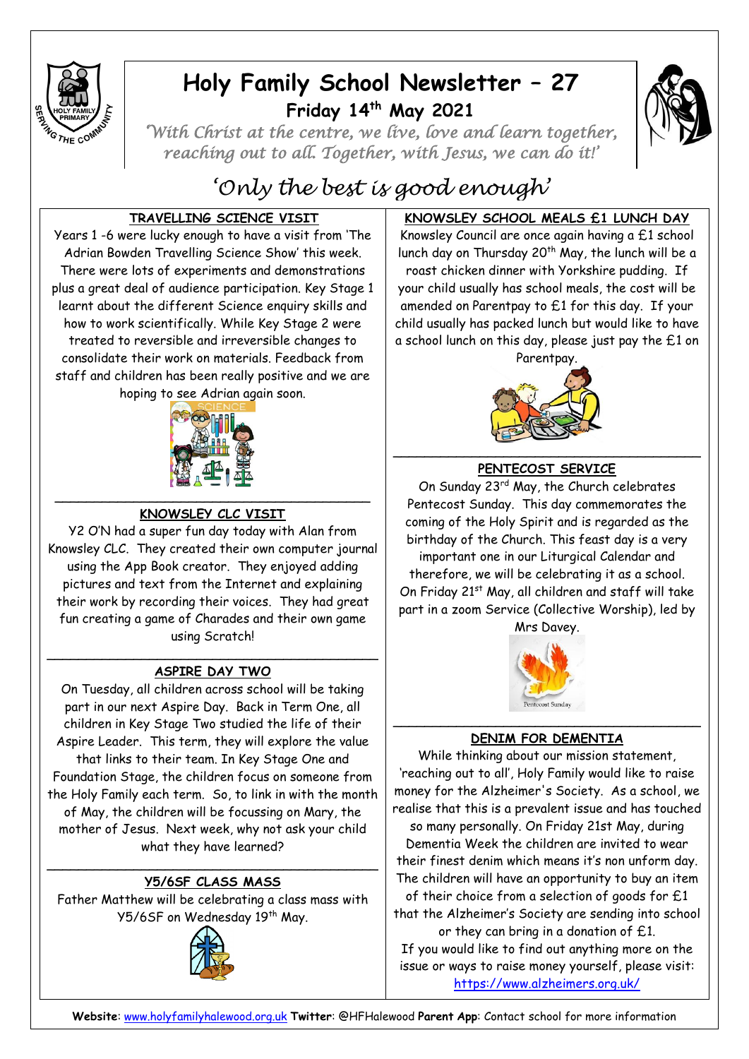# Holy Family School Newsletter – 27

## Friday 14th May 2021

*'With Christ at the centre, we live, love and learn together, reaching out to all. Together, with Jesus, we can do it!'*

*'Only the best is good enough'*

### TRAVELLING SCIENCE VISIT

Years 1 -6 were lucky enough to have a visit from 'The Adrian Bowden Travelling Science Show' this week. There were lots of experiments and demonstrations plus a great deal of audience participation. Key Stage 1 learnt about the different Science enquiry skills and how to work scientifically. While Key Stage 2 were treated to reversible and irreversible changes to consolidate their work on materials. Feedback from staff and children has been really positive and we are hoping to see Adrian again soon.

### KNOWSLEY CLC VISIT

Y2 O'N had a super fun day today with Alan from Knowsley CLC. They created their own computer journal using the App Book creator. They enjoyed adding pictures and text from the Internet and explaining their work by recording their voices. They had great fun creating a game of Charades and their own game using Scratch!

### ASPIRE DAY TWO

On Tuesday, all children across school will be taking part in our next Aspire Day. Back in Term One, all children in Key Stage Two studied the life of their Aspire Leader. This term, they will explore the value that links to their team. In Key Stage One and Foundation Stage, the children focus on someone from the Holy Family each term. So, to link in with the month of May, the children will be focussing on Mary, the mother of Jesus. Next week, why not ask your child what they have learned?

### Y5/6SF CLASS MASS

Father Matthew will be celebrating a class mass with Y5/6SF on Wednesday 19th May.

### KNOWSLEY SCHOOL MEALS £1 LUNCH DAY

Knowsley Council are once again having a £1 school lunch day on Thursday 20th May, the lunch will be a roast chicken dinner with Yorkshire pudding. If your child usually has school meals, the cost will be amended on Parentpay to £1 for this day. If your child usually has packed lunch but would like to have a school lunch on this day, please just pay the £1 on Parentpay.

### PENTECOST SERVICE

On Sunday 23rd May, the Church celebrates Pentecost Sunday. This day commemorates the coming of the Holy Spirit and is regarded as the birthday of the Church. This feast day is a very important one in our Liturgical Calendar and therefore, we will be celebrating it as a school. On Friday 21st May, all children and staff will take part in a zoom Service (Collective Worship), led by Mrs Davey.

### DENIM FOR DEMENTIA

While thinking about our mission statement, 'reaching out to all', Holy Family would like to raise money for the Alzheimer's Society. As a school, we realise that this is a prevalent issue and has touched so many personally. On Friday 21st May, during Dementia Week the children are invited to wear their finest denim which means it's non unform day. The children will have an opportunity to buy an item of their choice from a selection of goods for £1 that the Alzheimer's Society are sending into school or they can bring in a donation of £1.

If you would like to find out anything more on the issue or ways to raise money yourself, please visit: https://www.alzheimers.org.uk/

**Website**: www.holyfamilyhalewood.org.uk **Twitter**: @HFHalewood **Parent App**: Contact school for more information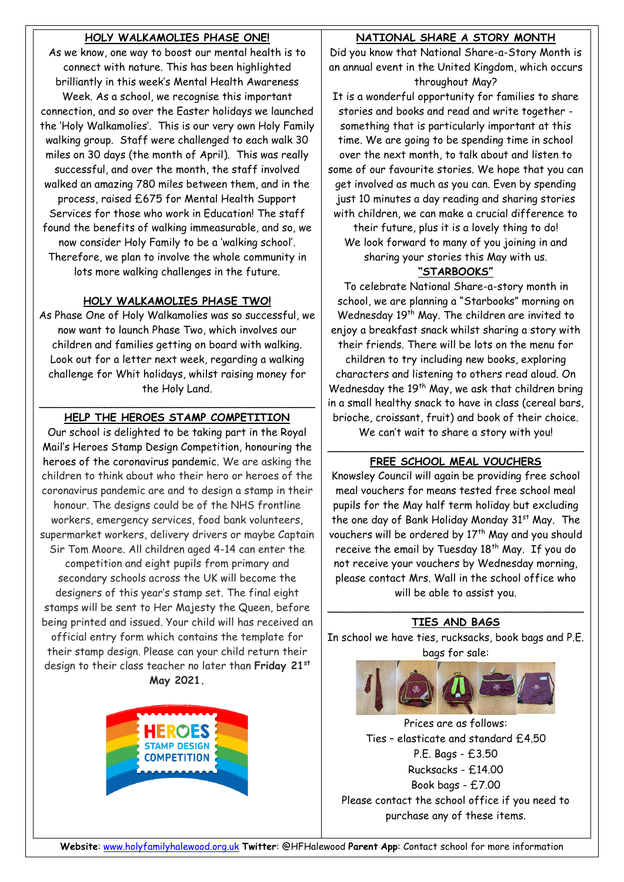## HOLY WALKAMOLIES PHASE ONE!

As we know, one way to boost our mental health is to connect with nature. This has been highlighted brilliantly in this week's Mental Health Awareness Week. As a school, we recognise this important connection, and so over the Easter holidays we launched the 'Holy Walkamolies'. This is our very own Holy Family walking group. Staff were challenged to each walk 30 miles on 30 days (the month of April). This was really successful, and over the month, the staff involved walked an amazing 780 miles between them, and in the process, raised £675 for Mental Health Support Services for those who work in Education! The staff found the benefits of walking immeasurable, and so, we now consider Holy Family to be a 'walking school'. Therefore, we plan to involve the whole community in lots more walking challenges in the future.

## HOLY WALKAMOLIES PHASE TWO!

As Phase One of Holy Walkamolies was so successful, we now want to launch Phase Two, which involves our children and families getting on board with walking. Look out for a letter next week, regarding a walking challenge for Whit holidays, whilst raising money for the Holy Land.

## HELP THE HEROES STAMP COMPETITION

Our school is delighted to be taking part in the Royal Mail's Heroes Stamp Design Competition, honouring the heroes of the coronavirus pandemic. We are asking the children to think about who their hero or heroes of the coronavirus pandemic are and to design a stamp in their honour. The designs could be of the NHS frontline workers, emergency services, food bank volunteers, supermarket workers, delivery drivers or maybe Captain Sir Tom Moore. All children aged 4-14 can enter the competition and eight pupils from primary and secondary schools across the UK will become the designers of this year's stamp set. The final eight stamps will be sent to Her Majesty the Queen, before being printed and issued. Your child will has received an official entry form which contains the template for their stamp design. Please can your child return their design to their class teacher no later than **Friday 21st May 2021.**

## NATIONAL SHARE A STORY MONTH

Did you know that National Share-a-Story Month is an annual event in the United Kingdom, which occurs throughout May?

It is a wonderful opportunity for families to share stories and books and read and write together - something that is particularly important at this time. We are going to be spending time in school over the next month, to talk about and listen to some of our favourite stories. We hope that you can get involved as much as you can. Even by spending just 10 minutes a day reading and sharing stories with children, we can make a crucial difference to their future, plus it is a lovely thing to do!

We look forward to many of you joining in and sharing your stories this May with us.

### "STARBOOKS"

To celebrate National Share-a-story month in school, we are planning a "Starbooks" morning on Wednesday 19th May. The children are invited to enjoy a breakfast snack whilst sharing a story with their friends. There will be lots on the menu for children to try including new books, exploring characters and listening to others read aloud. On Wednesday the 19th May, we ask that children bring in a small healthy snack to have in class (cereal bars, brioche, croissant, fruit) and book of their choice. We can't wait to share a story with you!

## FREE SCHOOL MEAL VOUCHERS

Knowsley Council will again be providing free school meal vouchers for means tested free school meal pupils for the May half term holiday but excluding the one day of Bank Holiday Monday 31st May. The vouchers will be ordered by 17th May and you should receive the email by Tuesday 18th May. If you do not receive your vouchers by Wednesday morning, please contact Mrs. Wall in the school office who will be able to assist you.

## TIES AND BAGS

In school we have ties, rucksacks, book bags and P.E. bags for sale:

Prices are as follows:

Ties – elasticate and standard £4.50
P.E. Bags - £3.50
Rucksacks - £14.00
Book bags - £7.00

Please contact the school office if you need to purchase any of these items.

**Website**: www.holyfamilyhalewood.org.uk **Twitter**: @HFHalewood **Parent App**: Contact school for more information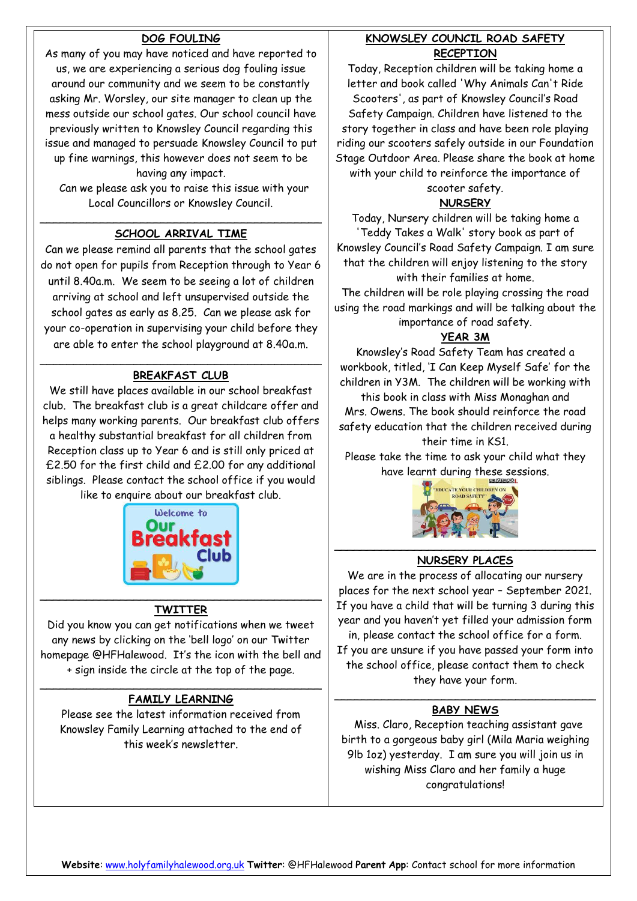## DOG FOULING

As many of you may have noticed and have reported to us, we are experiencing a serious dog fouling issue around our community and we seem to be constantly asking Mr. Worsley, our site manager to clean up the mess outside our school gates. Our school council have previously written to Knowsley Council regarding this issue and managed to persuade Knowsley Council to put up fine warnings, this however does not seem to be having any impact.

Can we please ask you to raise this issue with your Local Councillors or Knowsley Council.

## SCHOOL ARRIVAL TIME

Can we please remind all parents that the school gates do not open for pupils from Reception through to Year 6 until 8.40a.m. We seem to be seeing a lot of children arriving at school and left unsupervised outside the school gates as early as 8.25. Can we please ask for your co-operation in supervising your child before they are able to enter the school playground at 8.40a.m.

## BREAKFAST CLUB

We still have places available in our school breakfast club. The breakfast club is a great childcare offer and helps many working parents. Our breakfast club offers a healthy substantial breakfast for all children from Reception class up to Year 6 and is still only priced at £2.50 for the first child and £2.00 for any additional siblings. Please contact the school office if you would like to enquire about our breakfast club.

## TWITTER

Did you know you can get notifications when we tweet any news by clicking on the 'bell logo' on our Twitter homepage @HFHalewood. It's the icon with the bell and + sign inside the circle at the top of the page.

## FAMILY LEARNING

Please see the latest information received from Knowsley Family Learning attached to the end of this week's newsletter.

## KNOWSLEY COUNCIL ROAD SAFETY

### RECEPTION

Today, Reception children will be taking home a letter and book called 'Why Animals Can't Ride Scooters', as part of Knowsley Council's Road Safety Campaign. Children have listened to the story together in class and have been role playing riding our scooters safely outside in our Foundation Stage Outdoor Area. Please share the book at home with your child to reinforce the importance of scooter safety.

### NURSERY

Today, Nursery children will be taking home a 'Teddy Takes a Walk' story book as part of Knowsley Council's Road Safety Campaign. I am sure that the children will enjoy listening to the story with their families at home.

The children will be role playing crossing the road using the road markings and will be talking about the importance of road safety.

### YEAR 3M

Knowsley's Road Safety Team has created a workbook, titled, 'I Can Keep Myself Safe' for the children in Y3M. The children will be working with this book in class with Miss Monaghan and Mrs. Owens. The book should reinforce the road safety education that the children received during their time in KS1.

Please take the time to ask your child what they have learnt during these sessions.

## NURSERY PLACES

We are in the process of allocating our nursery places for the next school year – September 2021. If you have a child that will be turning 3 during this year and you haven't yet filled your admission form in, please contact the school office for a form.

If you are unsure if you have passed your form into the school office, please contact them to check they have your form.

## BABY NEWS

Miss. Claro, Reception teaching assistant gave birth to a gorgeous baby girl (Mila Maria weighing 9lb 1oz) yesterday. I am sure you will join us in wishing Miss Claro and her family a huge congratulations!

**Website**: www.holyfamilyhalewood.org.uk **Twitter**: @HFHalewood **Parent App**: Contact school for more information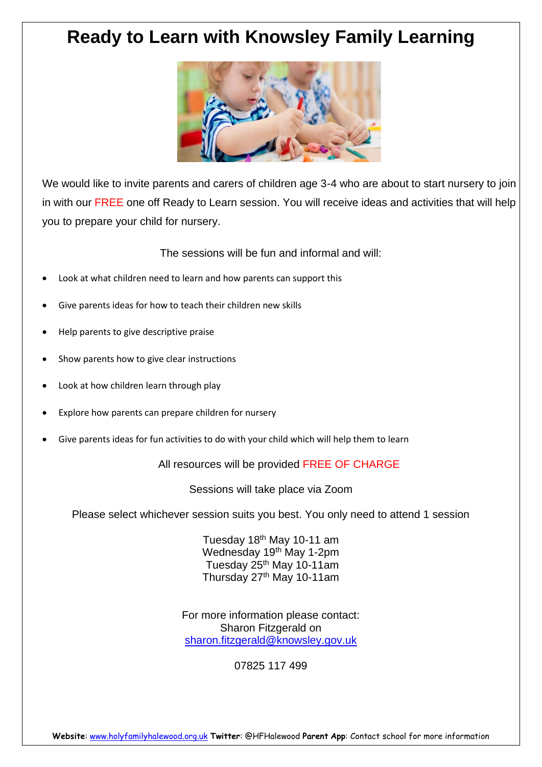# Ready to Learn with Knowsley Family Learning

We would like to invite parents and carers of children age 3-4 who are about to start nursery to join in with our FREE one off Ready to Learn session. You will receive ideas and activities that will help you to prepare your child for nursery.

The sessions will be fun and informal and will:

- Look at what children need to learn and how parents can support this
- Give parents ideas for how to teach their children new skills
- Help parents to give descriptive praise
- Show parents how to give clear instructions
- Look at how children learn through play
- Explore how parents can prepare children for nursery
- Give parents ideas for fun activities to do with your child which will help them to learn

All resources will be provided FREE OF CHARGE

Sessions will take place via Zoom

Please select whichever session suits you best. You only need to attend 1 session

Tuesday 18th May 10-11 am
Wednesday 19th May 1-2pm
Tuesday 25th May 10-11am
Thursday 27th May 10-11am

For more information please contact:
Sharon Fitzgerald on
sharon.fitzgerald@knowsley.gov.uk

07825 117 499

**Website**: www.holyfamilyhalewood.org.uk **Twitter**: @HFHalewood **Parent App**: Contact school for more information